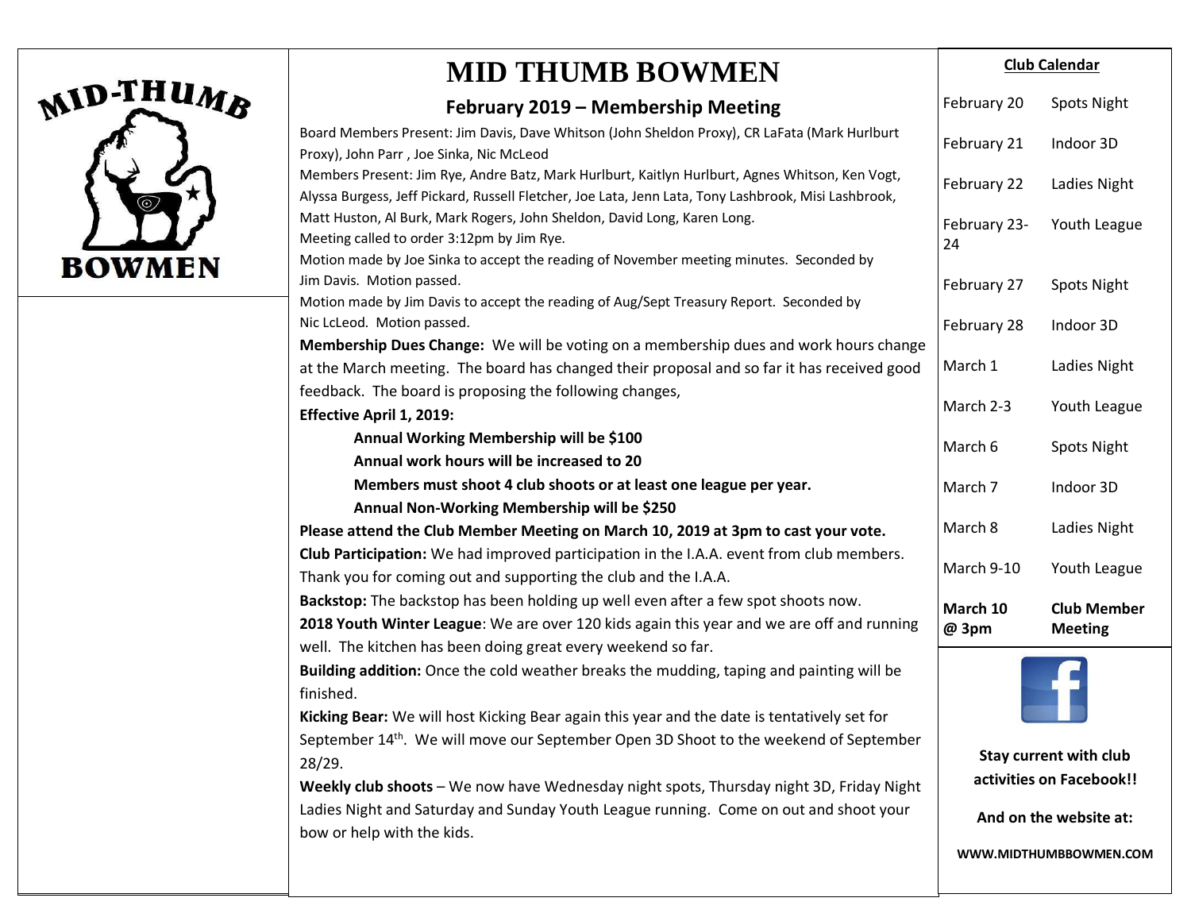# MID THUMB BOWMEN

## February 2019 – Membership Meeting

Board Members Present: Jim Davis, Dave Whitson (John Sheldon Proxy), CR LaFata (Mark Hurlburt Proxy), John Parr , Joe Sinka, Nic McLeod

Members Present: Jim Rye, Andre Batz, Mark Hurlburt, Kaitlyn Hurlburt, Agnes Whitson, Ken Vogt, Alyssa Burgess, Jeff Pickard, Russell Fletcher, Joe Lata, Jenn Lata, Tony Lashbrook, Misi Lashbrook, Matt Huston, Al Burk, Mark Rogers, John Sheldon, David Long, Karen Long.

Meeting called to order 3:12pm by Jim Rye.

Motion made by Joe Sinka to accept the reading of November meeting minutes. Seconded by Jim Davis. Motion passed.

Motion made by Jim Davis to accept the reading of Aug/Sept Treasury Report. Seconded by Nic LcLeod. Motion passed.

**Membership Dues Change:** We will be voting on a membership dues and work hours change at the March meeting. The board has changed their proposal and so far it has received good feedback. The board is proposing the following changes,

**Effective April 1, 2019:**

- **Annual Working Membership will be $100**
- **Annual work hours will be increased to 20**
- **Members must shoot 4 club shoots or at least one league per year.**
- **Annual Non-Working Membership will be $250**

**Please attend the Club Member Meeting on March 10, 2019 at 3pm to cast your vote.**

**Club Participation:** We had improved participation in the I.A.A. event from club members. Thank you for coming out and supporting the club and the I.A.A.

**Backstop:** The backstop has been holding up well even after a few spot shoots now.

**2018 Youth Winter League**: We are over 120 kids again this year and we are off and running well. The kitchen has been doing great every weekend so far.

**Building addition:** Once the cold weather breaks the mudding, taping and painting will be finished.

**Kicking Bear:** We will host Kicking Bear again this year and the date is tentatively set for September 14th. We will move our September Open 3D Shoot to the weekend of September 28/29.

**Weekly club shoots** – We now have Wednesday night spots, Thursday night 3D, Friday Night Ladies Night and Saturday and Sunday Youth League running. Come on out and shoot your bow or help with the kids.

### Club Calendar

| Date | Event |
|---|---|
| February 20 | Spots Night |
| February 21 | Indoor 3D |
| February 22 | Ladies Night |
| February 23-24 | Youth League |
| February 27 | Spots Night |
| February 28 | Indoor 3D |
| March 1 | Ladies Night |
| March 2-3 | Youth League |
| March 6 | Spots Night |
| March 7 | Indoor 3D |
| March 8 | Ladies Night |
| March 9-10 | Youth League |
| **March 10 @ 3pm** | **Club Member Meeting** |

**Stay current with club activities on Facebook!!**

**And on the website at:**

**WWW.MIDTHUMBBOWMEN.COM**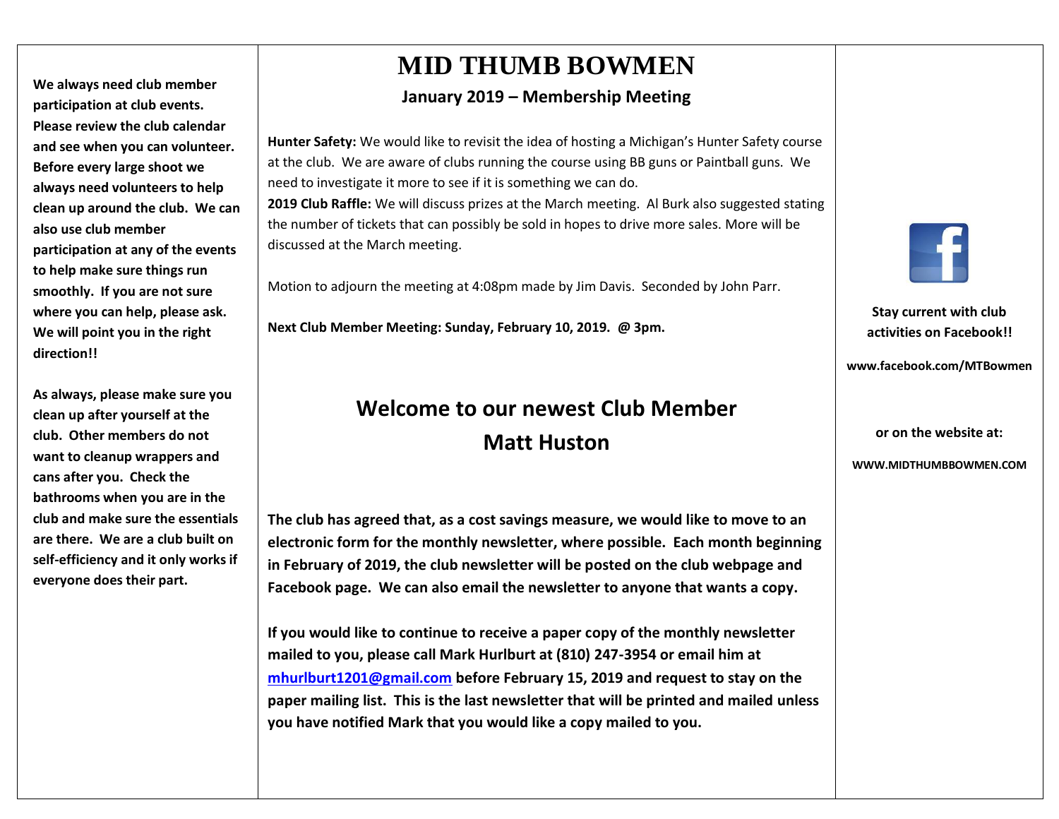**We always need club member participation at club events. Please review the club calendar and see when you can volunteer. Before every large shoot we always need volunteers to help clean up around the club. We can also use club member participation at any of the events to help make sure things run smoothly. If you are not sure where you can help, please ask. We will point you in the right direction!!**

**As always, please make sure you clean up after yourself at the club. Other members do not want to cleanup wrappers and cans after you. Check the bathrooms when you are in the club and make sure the essentials are there. We are a club built on self-efficiency and it only works if everyone does their part.**

# MID THUMB BOWMEN

### January 2019 – Membership Meeting

**Hunter Safety:** We would like to revisit the idea of hosting a Michigan's Hunter Safety course at the club. We are aware of clubs running the course using BB guns or Paintball guns. We need to investigate it more to see if it is something we can do.
**2019 Club Raffle:** We will discuss prizes at the March meeting. Al Burk also suggested stating the number of tickets that can possibly be sold in hopes to drive more sales. More will be discussed at the March meeting.

Motion to adjourn the meeting at 4:08pm made by Jim Davis. Seconded by John Parr.

**Next Club Member Meeting: Sunday, February 10, 2019. @ 3pm.**

## Welcome to our newest Club Member
## Matt Huston

**The club has agreed that, as a cost savings measure, we would like to move to an electronic form for the monthly newsletter, where possible. Each month beginning in February of 2019, the club newsletter will be posted on the club webpage and Facebook page. We can also email the newsletter to anyone that wants a copy.**

**If you would like to continue to receive a paper copy of the monthly newsletter mailed to you, please call Mark Hurlburt at (810) 247-3954 or email him at mhurlburt1201@gmail.com before February 15, 2019 and request to stay on the paper mailing list. This is the last newsletter that will be printed and mailed unless you have notified Mark that you would like a copy mailed to you.**

**Stay current with club activities on Facebook!!**

**www.facebook.com/MTBowmen**

**or on the website at:**

**WWW.MIDTHUMBBOWMEN.COM**